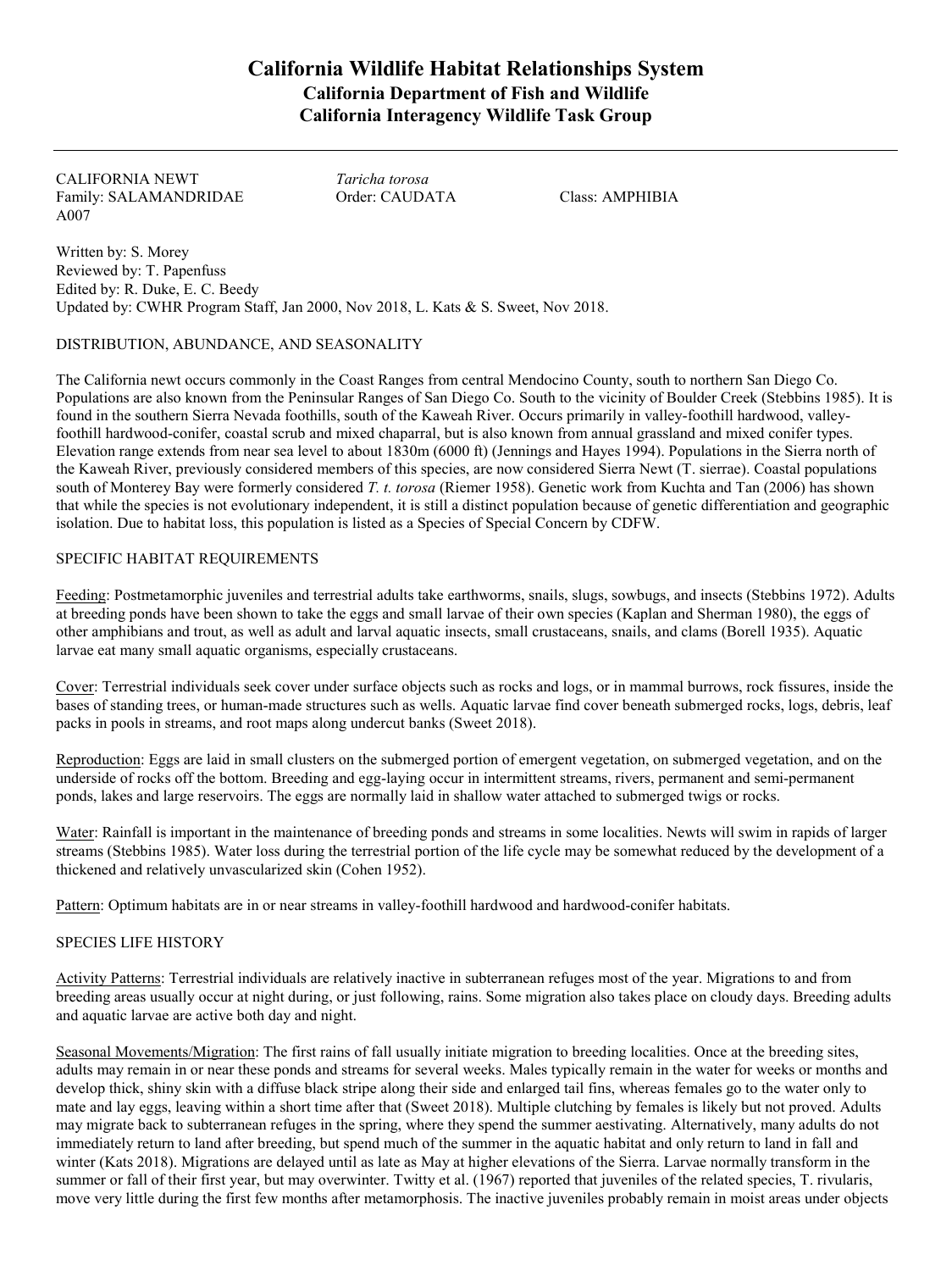# California Wildlife Habitat Relationships System

## California Department of Fish and Wildlife

## California Interagency Wildlife Task Group

CALIFORNIA NEWT *Taricha torosa*
Family: SALAMANDRIDAE Order: CAUDATA Class: AMPHIBIA
A007

Written by: S. Morey
Reviewed by: T. Papenfuss
Edited by: R. Duke, E. C. Beedy
Updated by: CWHR Program Staff, Jan 2000, Nov 2018, L. Kats & S. Sweet, Nov 2018.

### DISTRIBUTION, ABUNDANCE, AND SEASONALITY

The California newt occurs commonly in the Coast Ranges from central Mendocino County, south to northern San Diego Co. Populations are also known from the Peninsular Ranges of San Diego Co. South to the vicinity of Boulder Creek (Stebbins 1985). It is found in the southern Sierra Nevada foothills, south of the Kaweah River. Occurs primarily in valley-foothill hardwood, valley-foothill hardwood-conifer, coastal scrub and mixed chaparral, but is also known from annual grassland and mixed conifer types. Elevation range extends from near sea level to about 1830m (6000 ft) (Jennings and Hayes 1994). Populations in the Sierra north of the Kaweah River, previously considered members of this species, are now considered Sierra Newt (T. sierrae). Coastal populations south of Monterey Bay were formerly considered *T. t. torosa* (Riemer 1958). Genetic work from Kuchta and Tan (2006) has shown that while the species is not evolutionary independent, it is still a distinct population because of genetic differentiation and geographic isolation. Due to habitat loss, this population is listed as a Species of Special Concern by CDFW.

### SPECIFIC HABITAT REQUIREMENTS

Feeding: Postmetamorphic juveniles and terrestrial adults take earthworms, snails, slugs, sowbugs, and insects (Stebbins 1972). Adults at breeding ponds have been shown to take the eggs and small larvae of their own species (Kaplan and Sherman 1980), the eggs of other amphibians and trout, as well as adult and larval aquatic insects, small crustaceans, snails, and clams (Borell 1935). Aquatic larvae eat many small aquatic organisms, especially crustaceans.

Cover: Terrestrial individuals seek cover under surface objects such as rocks and logs, or in mammal burrows, rock fissures, inside the bases of standing trees, or human-made structures such as wells. Aquatic larvae find cover beneath submerged rocks, logs, debris, leaf packs in pools in streams, and root maps along undercut banks (Sweet 2018).

Reproduction: Eggs are laid in small clusters on the submerged portion of emergent vegetation, on submerged vegetation, and on the underside of rocks off the bottom. Breeding and egg-laying occur in intermittent streams, rivers, permanent and semi-permanent ponds, lakes and large reservoirs. The eggs are normally laid in shallow water attached to submerged twigs or rocks.

Water: Rainfall is important in the maintenance of breeding ponds and streams in some localities. Newts will swim in rapids of larger streams (Stebbins 1985). Water loss during the terrestrial portion of the life cycle may be somewhat reduced by the development of a thickened and relatively unvascularized skin (Cohen 1952).

Pattern: Optimum habitats are in or near streams in valley-foothill hardwood and hardwood-conifer habitats.

### SPECIES LIFE HISTORY

Activity Patterns: Terrestrial individuals are relatively inactive in subterranean refuges most of the year. Migrations to and from breeding areas usually occur at night during, or just following, rains. Some migration also takes place on cloudy days. Breeding adults and aquatic larvae are active both day and night.

Seasonal Movements/Migration: The first rains of fall usually initiate migration to breeding localities. Once at the breeding sites, adults may remain in or near these ponds and streams for several weeks. Males typically remain in the water for weeks or months and develop thick, shiny skin with a diffuse black stripe along their side and enlarged tail fins, whereas females go to the water only to mate and lay eggs, leaving within a short time after that (Sweet 2018). Multiple clutching by females is likely but not proved. Adults may migrate back to subterranean refuges in the spring, where they spend the summer aestivating. Alternatively, many adults do not immediately return to land after breeding, but spend much of the summer in the aquatic habitat and only return to land in fall and winter (Kats 2018). Migrations are delayed until as late as May at higher elevations of the Sierra. Larvae normally transform in the summer or fall of their first year, but may overwinter. Twitty et al. (1967) reported that juveniles of the related species, T. rivularis, move very little during the first few months after metamorphosis. The inactive juveniles probably remain in moist areas under objects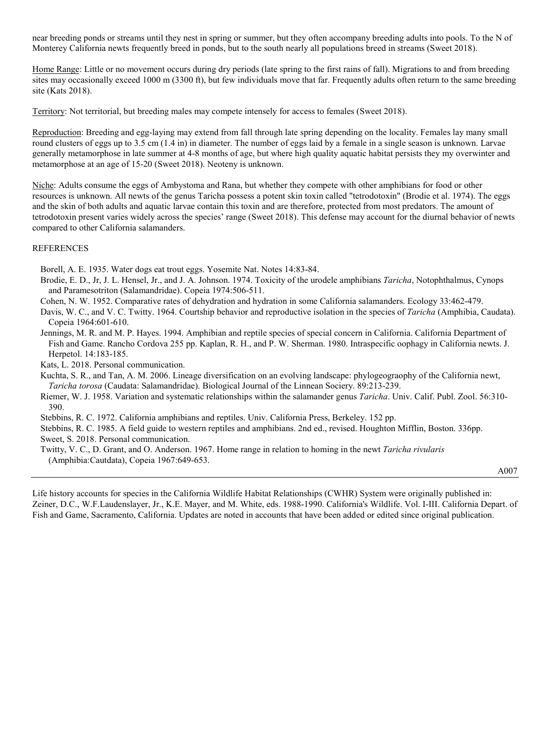near breeding ponds or streams until they nest in spring or summer, but they often accompany breeding adults into pools. To the N of Monterey California newts frequently breed in ponds, but to the south nearly all populations breed in streams (Sweet 2018).

Home Range: Little or no movement occurs during dry periods (late spring to the first rains of fall). Migrations to and from breeding sites may occasionally exceed 1000 m (3300 ft), but few individuals move that far. Frequently adults often return to the same breeding site (Kats 2018).

Territory: Not territorial, but breeding males may compete intensely for access to females (Sweet 2018).

Reproduction: Breeding and egg-laying may extend from fall through late spring depending on the locality. Females lay many small round clusters of eggs up to 3.5 cm (1.4 in) in diameter. The number of eggs laid by a female in a single season is unknown. Larvae generally metamorphose in late summer at 4-8 months of age, but where high quality aquatic habitat persists they my overwinter and metamorphose at an age of 15-20 (Sweet 2018). Neoteny is unknown.

Niche: Adults consume the eggs of Ambystoma and Rana, but whether they compete with other amphibians for food or other resources is unknown. All newts of the genus Taricha possess a potent skin toxin called "tetrodotoxin" (Brodie et al. 1974). The eggs and the skin of both adults and aquatic larvae contain this toxin and are therefore, protected from most predators. The amount of tetrodotoxin present varies widely across the species' range (Sweet 2018). This defense may account for the diurnal behavior of newts compared to other California salamanders.

REFERENCES

Borell, A. E. 1935. Water dogs eat trout eggs. Yosemite Nat. Notes 14:83-84.

Brodie, E. D., Jr, J. L. Hensel, Jr., and J. A. Johnson. 1974. Toxicity of the urodele amphibians *Taricha*, Notophthalmus, Cynops and Paramesotriton (Salamandridae). Copeia 1974:506-511.

Cohen, N. W. 1952. Comparative rates of dehydration and hydration in some California salamanders. Ecology 33:462-479.

Davis, W. C., and V. C. Twitty. 1964. Courtship behavior and reproductive isolation in the species of *Taricha* (Amphibia, Caudata). Copeia 1964:601-610.

Jennings, M. R. and M. P. Hayes. 1994. Amphibian and reptile species of special concern in California. California Department of Fish and Game. Rancho Cordova 255 pp. Kaplan, R. H., and P. W. Sherman. 1980. Intraspecific oophagy in California newts. J. Herpetol. 14:183-185.

Kats, L. 2018. Personal communication.

Kuchta, S. R., and Tan, A. M. 2006. Lineage diversification on an evolving landscape: phylogeograophy of the California newt, *Taricha torosa* (Caudata: Salamandridae). Biological Journal of the Linnean Sociery. 89:213-239.

Riemer, W. J. 1958. Variation and systematic relationships within the salamander genus *Taricha*. Univ. Calif. Publ. Zool. 56:310-390.

Stebbins, R. C. 1972. California amphibians and reptiles. Univ. California Press, Berkeley. 152 pp.

Stebbins, R. C. 1985. A field guide to western reptiles and amphibians. 2nd ed., revised. Houghton Mifflin, Boston. 336pp.

Sweet, S. 2018. Personal communication.

Twitty, V. C., D. Grant, and O. Anderson. 1967. Home range in relation to homing in the newt *Taricha rivularis* (Amphibia:Cautdata), Copeia 1967:649-653.

A007

Life history accounts for species in the California Wildlife Habitat Relationships (CWHR) System were originally published in: Zeiner, D.C., W.F.Laudenslayer, Jr., K.E. Mayer, and M. White, eds. 1988-1990. California's Wildlife. Vol. I-III. California Depart. of Fish and Game, Sacramento, California. Updates are noted in accounts that have been added or edited since original publication.